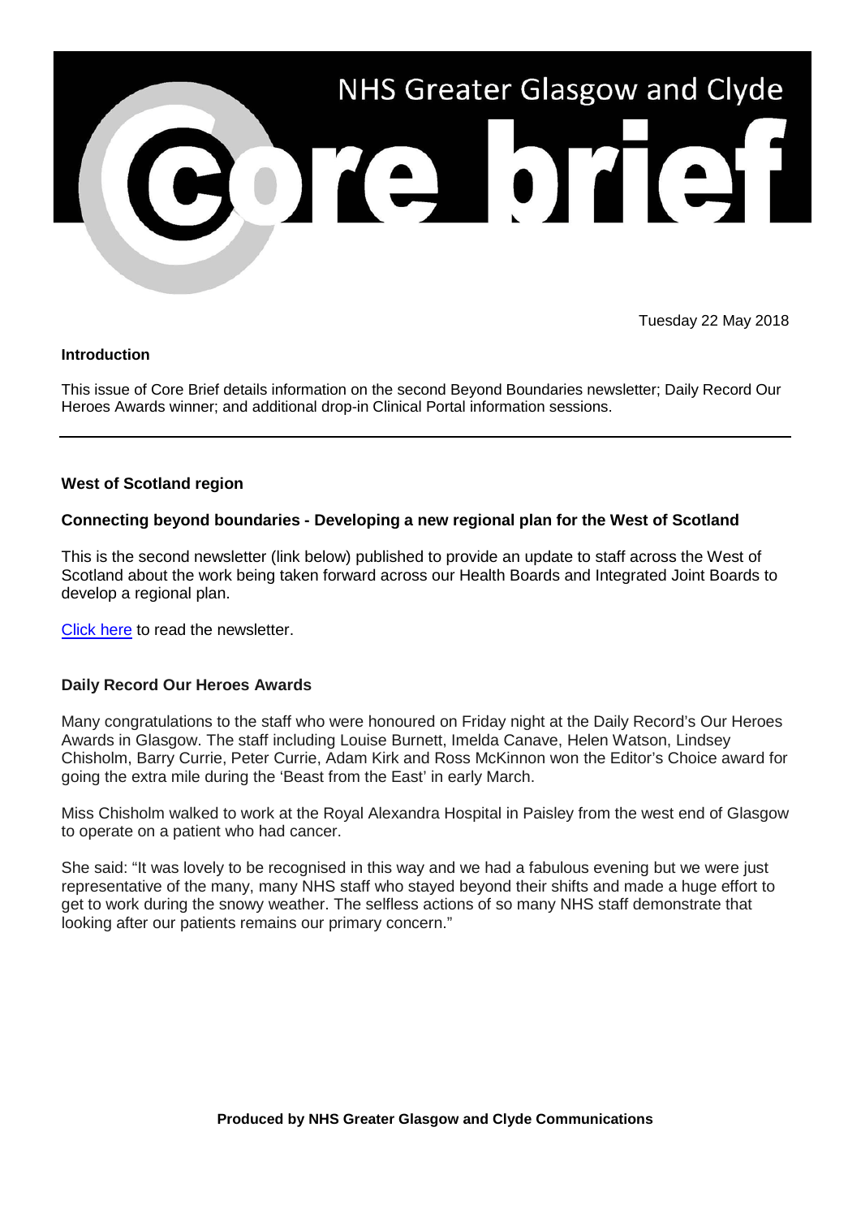# NHS Greater Glasgow and Clyde

# Core brief

Tuesday 22 May 2018

**Introduction**

This issue of Core Brief details information on the second Beyond Boundaries newsletter; Daily Record Our Heroes Awards winner; and additional drop-in Clinical Portal information sessions.

---

**West of Scotland region**

**Connecting beyond boundaries - Developing a new regional plan for the West of Scotland**

This is the second newsletter (link below) published to provide an update to staff across the West of Scotland about the work being taken forward across our Health Boards and Integrated Joint Boards to develop a regional plan.

Click here to read the newsletter.

**Daily Record Our Heroes Awards**

Many congratulations to the staff who were honoured on Friday night at the Daily Record's Our Heroes Awards in Glasgow. The staff including Louise Burnett, Imelda Canave, Helen Watson, Lindsey Chisholm, Barry Currie, Peter Currie, Adam Kirk and Ross McKinnon won the Editor's Choice award for going the extra mile during the 'Beast from the East' in early March.

Miss Chisholm walked to work at the Royal Alexandra Hospital in Paisley from the west end of Glasgow to operate on a patient who had cancer.

She said: "It was lovely to be recognised in this way and we had a fabulous evening but we were just representative of the many, many NHS staff who stayed beyond their shifts and made a huge effort to get to work during the snowy weather. The selfless actions of so many NHS staff demonstrate that looking after our patients remains our primary concern."

**Produced by NHS Greater Glasgow and Clyde Communications**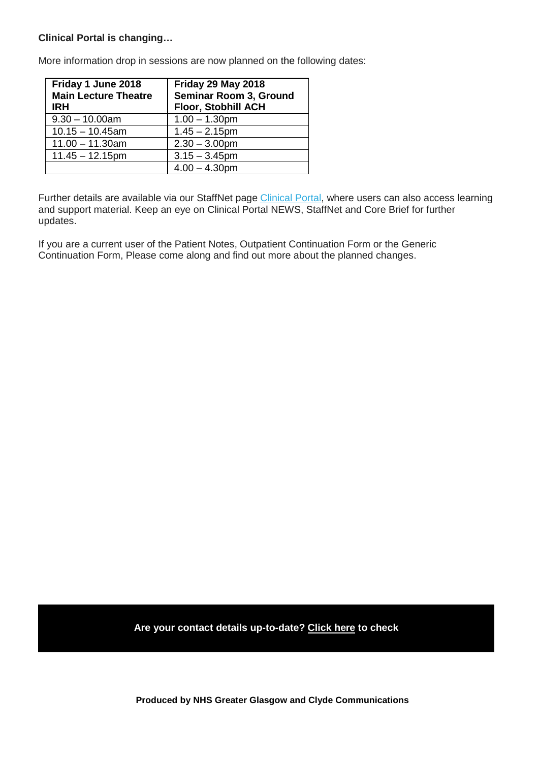**Clinical Portal is changing…**

More information drop in sessions are now planned on the following dates:

| **Friday 1 June 2018 Main Lecture Theatre IRH** | **Friday 29 May 2018 Seminar Room 3, Ground Floor, Stobhill ACH** |
|---|---|
| 9.30 – 10.00am | 1.00 – 1.30pm |
| 10.15 – 10.45am | 1.45 – 2.15pm |
| 11.00 – 11.30am | 2.30 – 3.00pm |
| 11.45 – 12.15pm | 3.15 – 3.45pm |
| | 4.00 – 4.30pm |

Further details are available via our StaffNet page Clinical Portal, where users can also access learning and support material. Keep an eye on Clinical Portal NEWS, StaffNet and Core Brief for further updates.

If you are a current user of the Patient Notes, Outpatient Continuation Form or the Generic Continuation Form, Please come along and find out more about the planned changes.

**Are your contact details up-to-date? Click here to check**

**Produced by NHS Greater Glasgow and Clyde Communications**